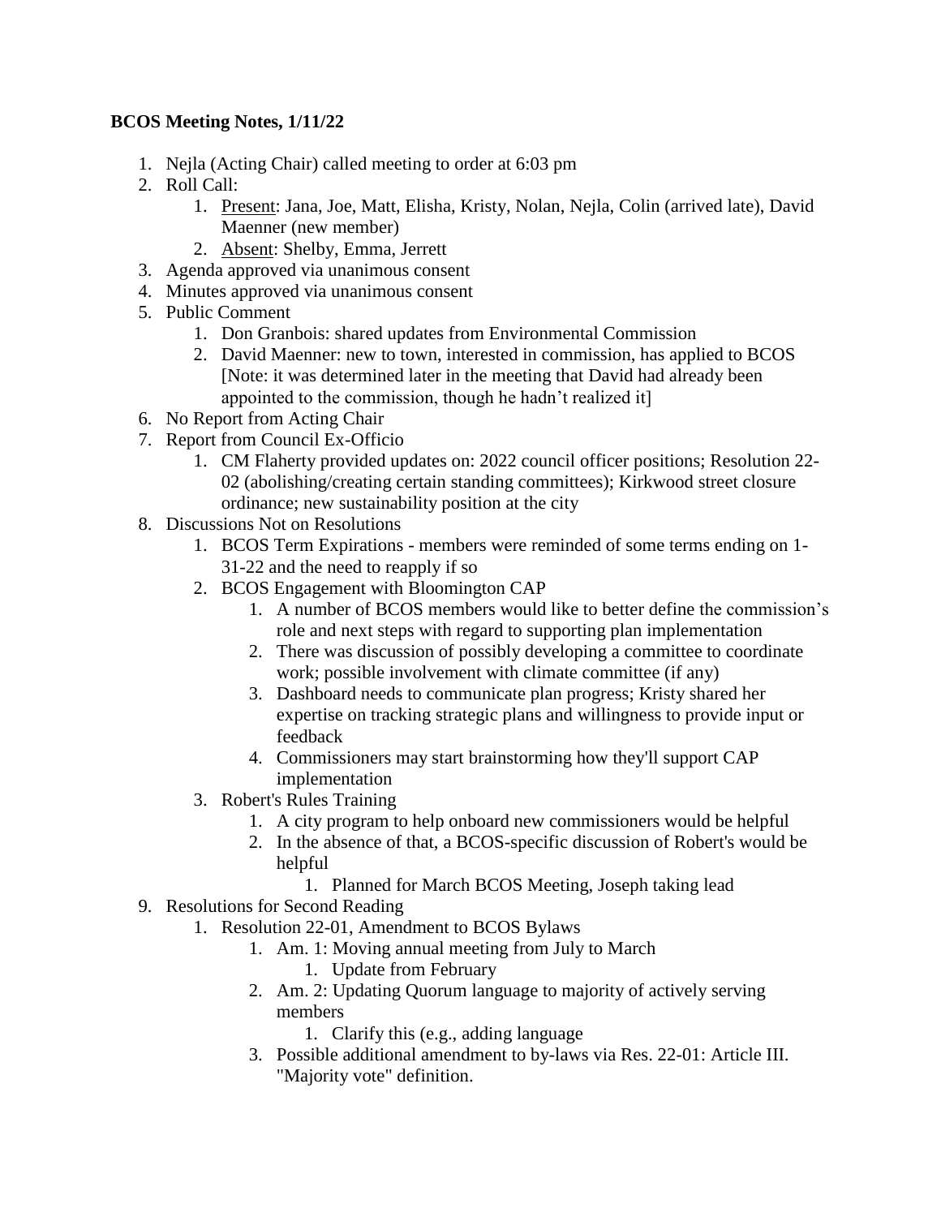**BCOS Meeting Notes, 1/11/22**

1. Nejla (Acting Chair) called meeting to order at 6:03 pm
2. Roll Call:
    1. Present: Jana, Joe, Matt, Elisha, Kristy, Nolan, Nejla, Colin (arrived late), David Maenner (new member)
    2. Absent: Shelby, Emma, Jerrett
3. Agenda approved via unanimous consent
4. Minutes approved via unanimous consent
5. Public Comment
    1. Don Granbois: shared updates from Environmental Commission
    2. David Maenner: new to town, interested in commission, has applied to BCOS [Note: it was determined later in the meeting that David had already been appointed to the commission, though he hadn't realized it]
6. No Report from Acting Chair
7. Report from Council Ex-Officio
    1. CM Flaherty provided updates on: 2022 council officer positions; Resolution 22-02 (abolishing/creating certain standing committees); Kirkwood street closure ordinance; new sustainability position at the city
8. Discussions Not on Resolutions
    1. BCOS Term Expirations - members were reminded of some terms ending on 1-31-22 and the need to reapply if so
    2. BCOS Engagement with Bloomington CAP
        1. A number of BCOS members would like to better define the commission's role and next steps with regard to supporting plan implementation
        2. There was discussion of possibly developing a committee to coordinate work; possible involvement with climate committee (if any)
        3. Dashboard needs to communicate plan progress; Kristy shared her expertise on tracking strategic plans and willingness to provide input or feedback
        4. Commissioners may start brainstorming how they'll support CAP implementation
    3. Robert's Rules Training
        1. A city program to help onboard new commissioners would be helpful
        2. In the absence of that, a BCOS-specific discussion of Robert's would be helpful
            1. Planned for March BCOS Meeting, Joseph taking lead
9. Resolutions for Second Reading
    1. Resolution 22-01, Amendment to BCOS Bylaws
        1. Am. 1: Moving annual meeting from July to March
            1. Update from February
        2. Am. 2: Updating Quorum language to majority of actively serving members
            1. Clarify this (e.g., adding language
        3. Possible additional amendment to by-laws via Res. 22-01: Article III. "Majority vote" definition.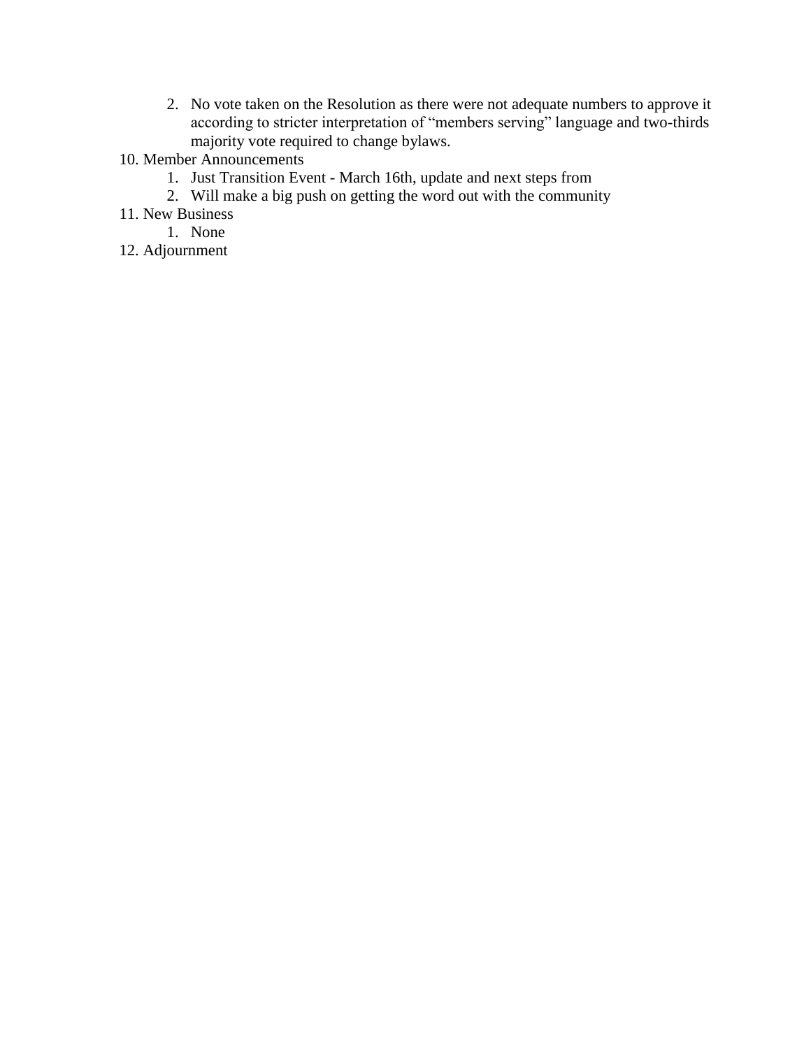2. No vote taken on the Resolution as there were not adequate numbers to approve it according to stricter interpretation of "members serving" language and two-thirds majority vote required to change bylaws.

10. Member Announcements
    1. Just Transition Event - March 16th, update and next steps from
    2. Will make a big push on getting the word out with the community
11. New Business
    1. None
12. Adjournment